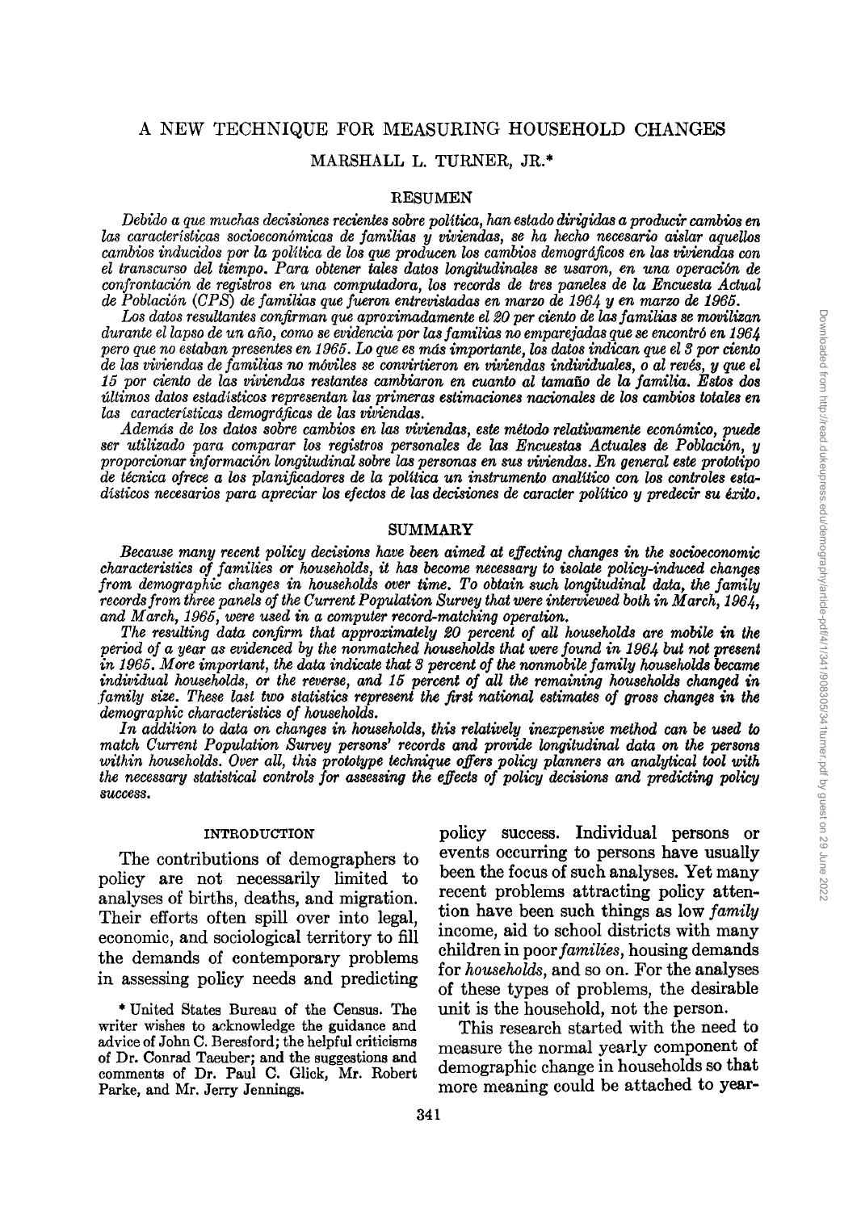# A NEW TECHNIQUE FOR MEASURING HOUSEHOLD CHANGES

MARSHALL L. TURNER, JR.*

## RESUMEN

*Debido a que muchas decisiones recientes sobre política, han estado dirigidas a producir cambios en las características socioeconómicas de familias y viviendas, se ha hecho necesario aislar aquellos cambios inducidos por la política de los que producen los cambios demográficos en las viviendas con el transcurso del tiempo. Para obtener tales datos longitudinales se usaron, en una operación de confrontación de registros en una computadora, los records de tres paneles de la Encuesta Actual de Población (CPS) de familias que fueron entrevistadas en marzo de 1964 y en marzo de 1965.*

*Los datos resultantes confirman que aproximadamente el 20 per ciento de las familias se movilizan durante el lapso de un año, como se evidencia por las familias no emparejadas que se encontró en 1964 pero que no estaban presentes en 1965. Lo que es más importante, los datos indican que el 3 por ciento de las viviendas de familias no móviles se convirtieron en viviendas individuales, o al revés, y que el 15 por ciento de las viviendas restantes cambiaron en cuanto al tamaño de la familia. Estos dos últimos datos estadísticos representan las primeras estimaciones nacionales de los cambios totales en las características demográficas de las viviendas.*

*Además de los datos sobre cambios en las viviendas, este método relativamente económico, puede ser utilizado para comparar los registros personales de las Encuestas Actuales de Población, y proporcionar información longitudinal sobre las personas en sus viviendas. En general este prototipo de técnica ofrece a los planificadores de la política un instrumento analítico con los controles estadísticos necesarios para apreciar los efectos de las decisiones de caracter político y predecir su éxito.*

## SUMMARY

*Because many recent policy decisions have been aimed at effecting changes in the socioeconomic characteristics of families or households, it has become necessary to isolate policy-induced changes from demographic changes in households over time. To obtain such longitudinal data, the family records from three panels of the Current Population Survey that were interviewed both in March, 1964, and March, 1965, were used in a computer record-matching operation.*

*The resulting data confirm that approximately 20 percent of all households are mobile in the period of a year as evidenced by the nonmatched households that were found in 1964 but not present in 1965. More important, the data indicate that 3 percent of the nonmobile family households became individual households, or the reverse, and 15 percent of all the remaining households changed in family size. These last two statistics represent the first national estimates of gross changes in the demographic characteristics of households.*

*In addition to data on changes in households, this relatively inexpensive method can be used to match Current Population Survey persons' records and provide longitudinal data on the persons within households. Over all, this prototype technique offers policy planners an analytical tool with the necessary statistical controls for assessing the effects of policy decisions and predicting policy success.*

## INTRODUCTION

The contributions of demographers to policy are not necessarily limited to analyses of births, deaths, and migration. Their efforts often spill over into legal, economic, and sociological territory to fill the demands of contemporary problems in assessing policy needs and predicting policy success. Individual persons or events occurring to persons have usually been the focus of such analyses. Yet many recent problems attracting policy attention have been such things as low *family* income, aid to school districts with many children in poor *families*, housing demands for *households*, and so on. For the analyses of these types of problems, the desirable unit is the household, not the person.

This research started with the need to measure the normal yearly component of demographic change in households so that more meaning could be attached to year-

* United States Bureau of the Census. The writer wishes to acknowledge the guidance and advice of John C. Beresford; the helpful criticisms of Dr. Conrad Taeuber; and the suggestions and comments of Dr. Paul C. Glick, Mr. Robert Parke, and Mr. Jerry Jennings.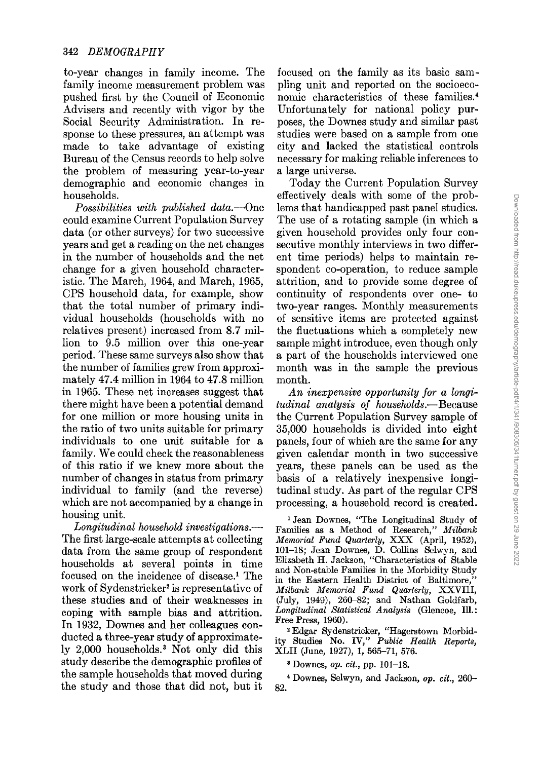to-year changes in family income. The family income measurement problem was pushed first by the Council of Economic Advisers and recently with vigor by the Social Security Administration. In response to these pressures, an attempt was made to take advantage of existing Bureau of the Census records to help solve the problem of measuring year-to-year demographic and economic changes in households.

*Possibilities with published data.*—One could examine Current Population Survey data (or other surveys) for two successive years and get a reading on the net changes in the number of households and the net change for a given household characteristic. The March, 1964, and March, 1965, CPS household data, for example, show that the total number of primary individual households (households with no relatives present) increased from 8.7 million to 9.5 million over this one-year period. These same surveys also show that the number of families grew from approximately 47.4 million in 1964 to 47.8 million in 1965. These net increases suggest that there might have been a potential demand for one million or more housing units in the ratio of two units suitable for primary individuals to one unit suitable for a family. We could check the reasonableness of this ratio if we knew more about the number of changes in status from primary individual to family (and the reverse) which are not accompanied by a change in housing unit.

*Longitudinal household investigations.*—The first large-scale attempts at collecting data from the same group of respondent households at several points in time focused on the incidence of disease.[1] The work of Sydenstricker[2] is representative of these studies and of their weaknesses in coping with sample bias and attrition. In 1932, Downes and her colleagues conducted a three-year study of approximately 2,000 households.[3] Not only did this study describe the demographic profiles of the sample households that moved during the study and those that did not, but it focused on the family as its basic sampling unit and reported on the socioeconomic characteristics of these families.[4] Unfortunately for national policy purposes, the Downes study and similar past studies were based on a sample from one city and lacked the statistical controls necessary for making reliable inferences to a large universe.

Today the Current Population Survey effectively deals with some of the problems that handicapped past panel studies. The use of a rotating sample (in which a given household provides only four consecutive monthly interviews in two different time periods) helps to maintain respondent co-operation, to reduce sample attrition, and to provide some degree of continuity of respondents over one- to two-year ranges. Monthly measurements of sensitive items are protected against the fluctuations which a completely new sample might introduce, even though only a part of the households interviewed one month was in the sample the previous month.

*An inexpensive opportunity for a longitudinal analysis of households.*—Because the Current Population Survey sample of 35,000 households is divided into eight panels, four of which are the same for any given calendar month in two successive years, these panels can be used as the basis of a relatively inexpensive longitudinal study. As part of the regular CPS processing, a household record is created.

[1] Jean Downes, "The Longitudinal Study of Families as a Method of Research," *Milbank Memorial Fund Quarterly*, XXX (April, 1952), 101–18; Jean Downes, D. Collins Selwyn, and Elizabeth H. Jackson, "Characteristics of Stable and Non-stable Families in the Morbidity Study in the Eastern Health District of Baltimore," *Milbank Memorial Fund Quarterly*, XXVIII, (July, 1949), 260–82; and Nathan Goldfarb, *Longitudinal Statistical Analysis* (Glencoe, Ill.: Free Press, 1960).

[2] Edgar Sydenstricker, "Hagerstown Morbidity Studies No. IV," *Public Health Reports*, XLII (June, 1927), 1, 565–71, 576.

[3] Downes, *op. cit.*, pp. 101–18.

[4] Downes, Selwyn, and Jackson, *op. cit.*, 260–82.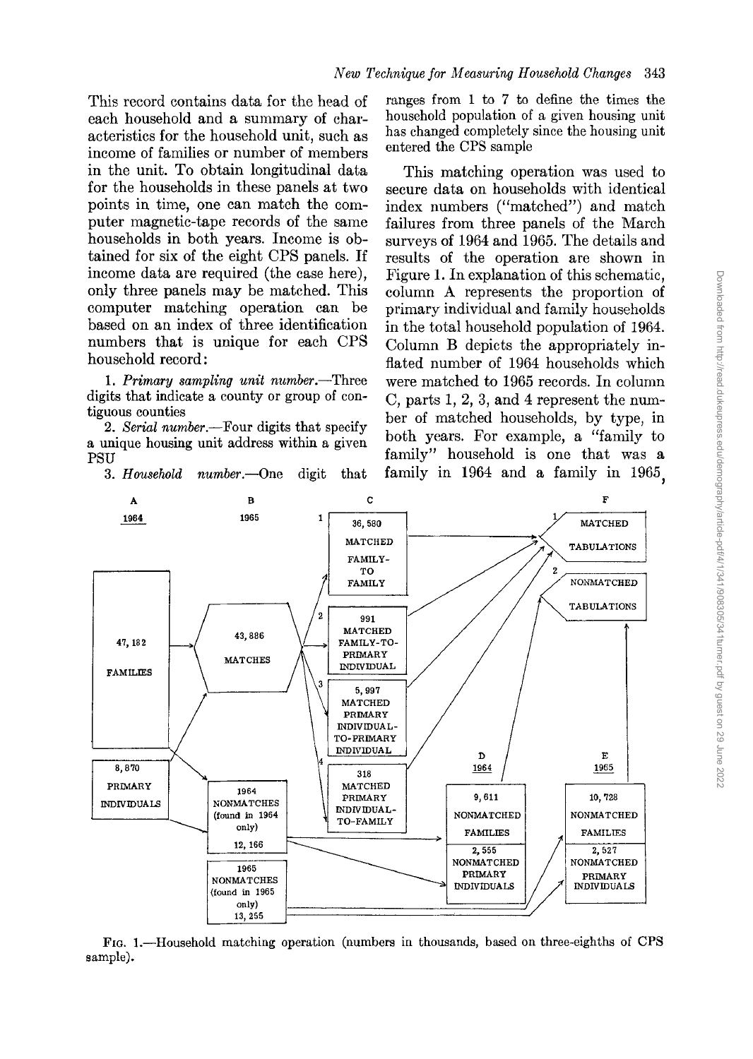This record contains data for the head of each household and a summary of characteristics for the household unit, such as income of families or number of members in the unit. To obtain longitudinal data for the households in these panels at two points in time, one can match the computer magnetic-tape records of the same households in both years. Income is obtained for six of the eight CPS panels. If income data are required (the case here), only three panels may be matched. This computer matching operation can be based on an index of three identification numbers that is unique for each CPS household record:

1. *Primary sampling unit number.*—Three digits that indicate a county or group of contiguous counties
2. *Serial number.*—Four digits that specify a unique housing unit address within a given PSU
3. *Household number.*—One digit that ranges from 1 to 7 to define the times the household population of a given housing unit has changed completely since the housing unit entered the CPS sample

This matching operation was used to secure data on households with identical index numbers ("matched") and match failures from three panels of the March surveys of 1964 and 1965. The details and results of the operation are shown in Figure 1. In explanation of this schematic, column A represents the proportion of primary individual and family households in the total household population of 1964. Column B depicts the appropriately inflated number of 1964 households which were matched to 1965 records. In column C, parts 1, 2, 3, and 4 represent the number of matched households, by type, in both years. For example, a "family to family" household is one that was a family in 1964 and a family in 1965,

A — 1964: 47,182 FAMILIES; 8,870 PRIMARY INDIVIDUALS

B — 1965: 43,886 MATCHES; 1964 NONMATCHES (found in 1964 only) 12,166; 1965 NONMATCHES (found in 1965 only) 13,255

C — 1: 36,580 MATCHED FAMILY-TO FAMILY; 2: 991 MATCHED FAMILY-TO-PRIMARY INDIVIDUAL; 3: 5,997 MATCHED PRIMARY INDIVIDUAL-TO-PRIMARY INDIVIDUAL; 4: 318 MATCHED PRIMARY INDIVIDUAL-TO-FAMILY

D — 1964: 9,611 NONMATCHED FAMILIES; 2,555 NONMATCHED PRIMARY INDIVIDUALS

E — 1965: 10,728 NONMATCHED FAMILIES; 2,527 NONMATCHED PRIMARY INDIVIDUALS

F — 1: MATCHED TABULATIONS; 2: NONMATCHED TABULATIONS

FIG. 1.—Household matching operation (numbers in thousands, based on three-eighths of CPS sample).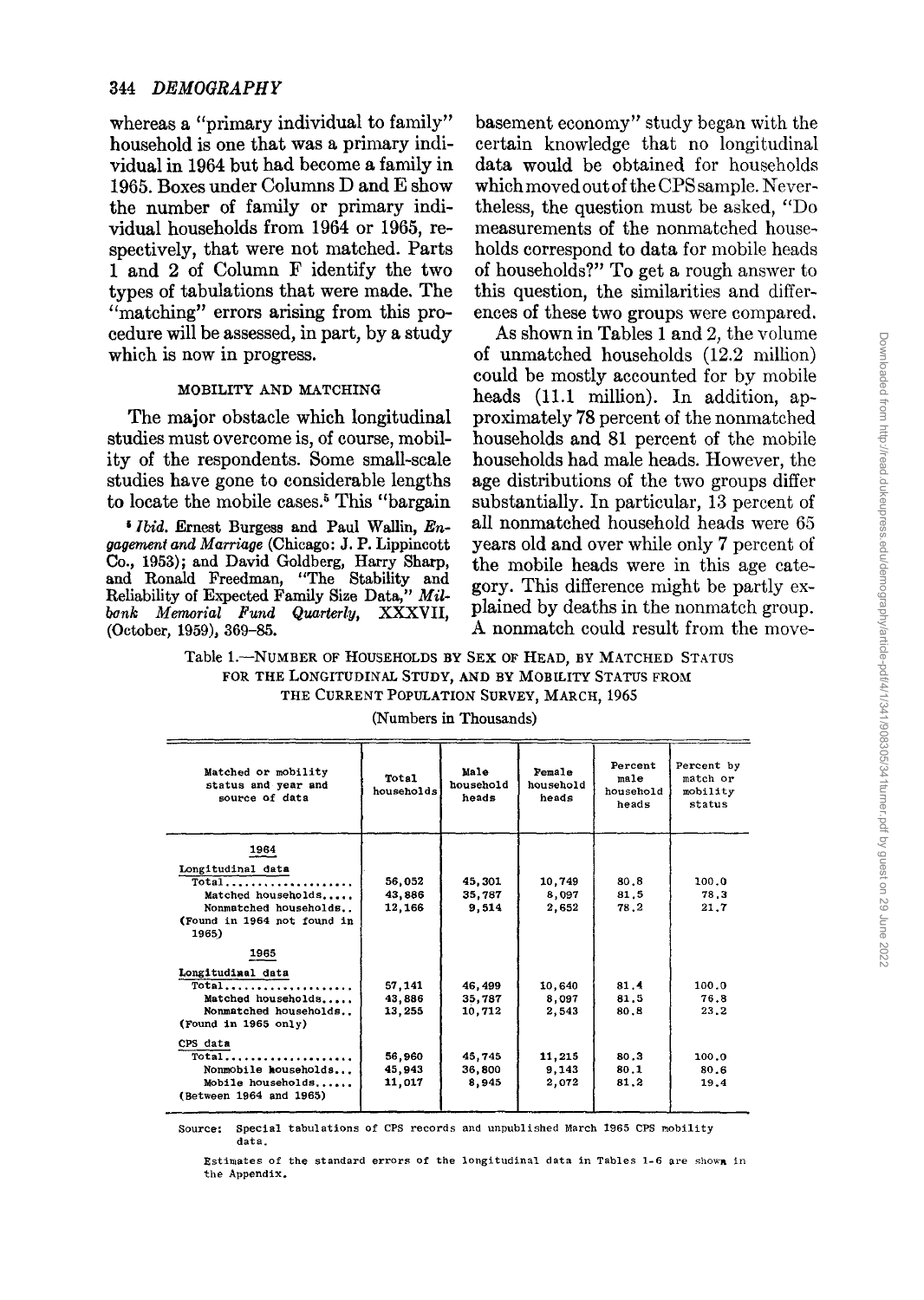whereas a "primary individual to family" household is one that was a primary individual in 1964 but had become a family in 1965. Boxes under Columns D and E show the number of family or primary individual households from 1964 or 1965, respectively, that were not matched. Parts 1 and 2 of Column F identify the two types of tabulations that were made. The "matching" errors arising from this procedure will be assessed, in part, by a study which is now in progress.

## MOBILITY AND MATCHING

The major obstacle which longitudinal studies must overcome is, of course, mobility of the respondents. Some small-scale studies have gone to considerable lengths to locate the mobile cases.[5] This "bargain basement economy" study began with the certain knowledge that no longitudinal data would be obtained for households which moved out of the CPS sample. Nevertheless, the question must be asked, "Do measurements of the nonmatched households correspond to data for mobile heads of households?" To get a rough answer to this question, the similarities and differences of these two groups were compared.

As shown in Tables 1 and 2, the volume of unmatched households (12.2 million) could be mostly accounted for by mobile heads (11.1 million). In addition, approximately 78 percent of the nonmatched households and 81 percent of the mobile households had male heads. However, the age distributions of the two groups differ substantially. In particular, 13 percent of all nonmatched household heads were 65 years old and over while only 7 percent of the mobile heads were in this age category. This difference might be partly explained by deaths in the nonmatch group. A nonmatch could result from the move-

[5] *Ibid.* Ernest Burgess and Paul Wallin, *Engagement and Marriage* (Chicago: J. P. Lippincott Co., 1953); and David Goldberg, Harry Sharp, and Ronald Freedman, "The Stability and Reliability of Expected Family Size Data," *Milbank Memorial Fund Quarterly*, XXXVII, (October, 1959), 369–85.

Table 1.—NUMBER OF HOUSEHOLDS BY SEX OF HEAD, BY MATCHED STATUS FOR THE LONGITUDINAL STUDY, AND BY MOBILITY STATUS FROM THE CURRENT POPULATION SURVEY, MARCH, 1965

(Numbers in Thousands)

| Matched or mobility status and year and source of data | Total households | Male household heads | Female household heads | Percent male household heads | Percent by match or mobility status |
|---|---|---|---|---|---|
| **1964** | | | | | |
| Longitudinal data | | | | | |
| Total | 56,052 | 45,301 | 10,749 | 80.8 | 100.0 |
| Matched households | 43,886 | 35,787 | 8,097 | 81.5 | 78.3 |
| Nonmatched households (Found in 1964 not found in 1965) | 12,166 | 9,514 | 2,652 | 78.2 | 21.7 |
| **1965** | | | | | |
| Longitudinal data | | | | | |
| Total | 57,141 | 46,499 | 10,640 | 81.4 | 100.0 |
| Matched households | 43,886 | 35,787 | 8,097 | 81.5 | 76.8 |
| Nonmatched households (Found in 1965 only) | 13,255 | 10,712 | 2,543 | 80.8 | 23.2 |
| CPS data | | | | | |
| Total | 56,960 | 45,745 | 11,215 | 80.3 | 100.0 |
| Nonmobile households | 45,943 | 36,800 | 9,143 | 80.1 | 80.6 |
| Mobile households (Between 1964 and 1965) | 11,017 | 8,945 | 2,072 | 81.2 | 19.4 |

Source: Special tabulations of CPS records and unpublished March 1965 CPS mobility data.

Estimates of the standard errors of the longitudinal data in Tables 1-6 are shown in the Appendix.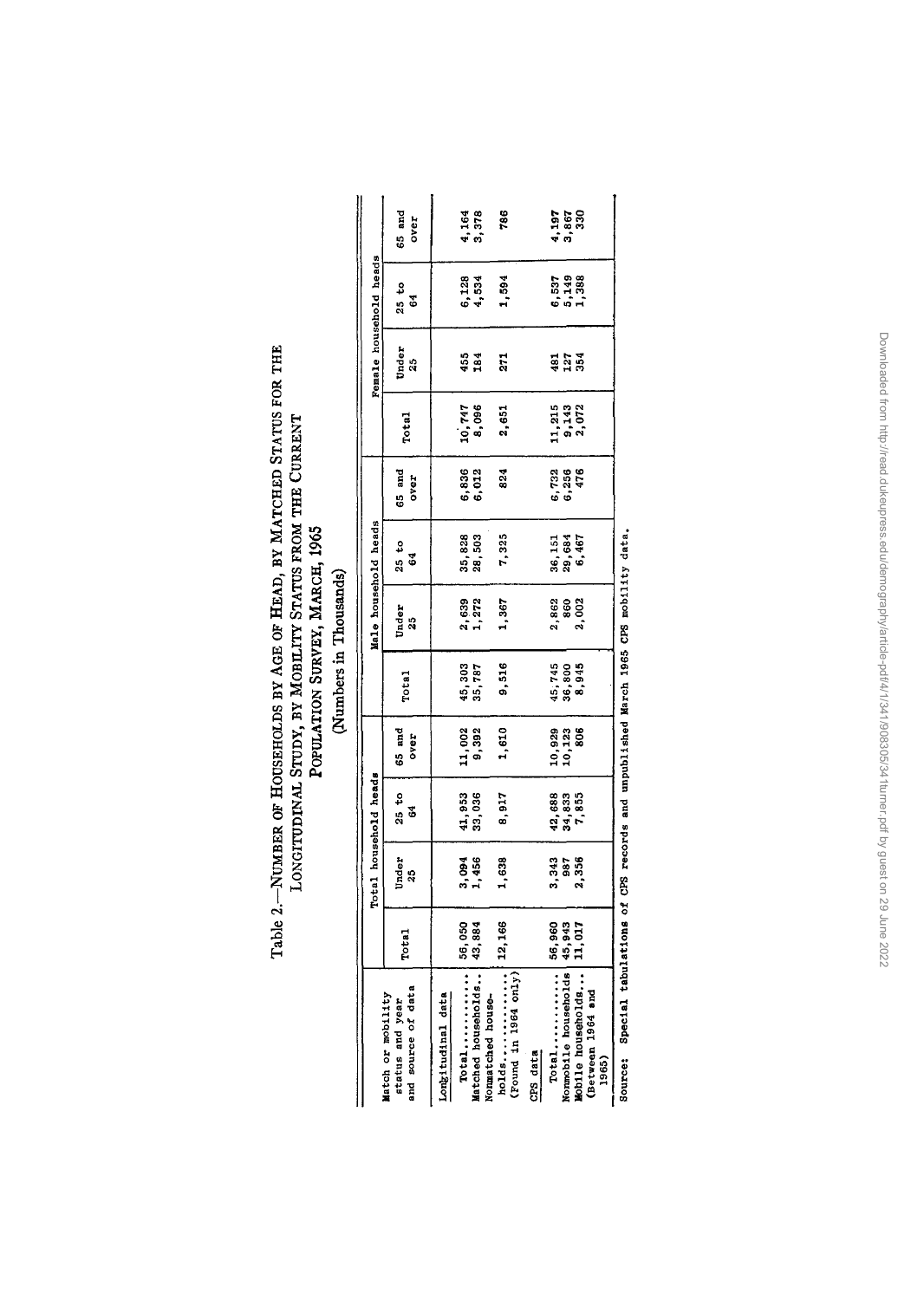Table 2.—Number of Households by Age of Head, by Matched Status for the Longitudinal Study, by Mobility Status from the Current Population Survey, March, 1965

(Numbers in Thousands)

| Match or mobility status and year and source of data | Total household heads | | | | Male household heads | | | | Female household heads | | | |
|---|---|---|---|---|---|---|---|---|---|---|---|---|
| | Total | Under 25 | 25 to 64 | 65 and over | Total | Under 25 | 25 to 64 | 65 and over | Total | Under 25 | 25 to 64 | 65 and over |
| Longitudinal data | | | | | | | | | | | | |
| Total............ | 56,050 | 3,094 | 41,953 | 11,002 | 45,303 | 2,639 | 35,828 | 6,836 | 10,747 | 455 | 6,128 | 4,164 |
| Matched households.. | 43,884 | 1,456 | 33,036 | 9,392 | 35,787 | 1,272 | 28,503 | 6,012 | 8,096 | 184 | 4,534 | 3,378 |
| Nonmatched households............ (Found in 1964 only) | 12,166 | 1,638 | 8,917 | 1,610 | 9,516 | 1,367 | 7,325 | 824 | 2,651 | 271 | 1,594 | 786 |
| CPS data | | | | | | | | | | | | |
| Total............ | 56,960 | 3,343 | 42,688 | 10,929 | 45,745 | 2,862 | 36,151 | 6,732 | 11,215 | 481 | 6,537 | 4,197 |
| Nonmobile households | 45,943 | 987 | 34,833 | 10,123 | 36,800 | 860 | 29,684 | 6,256 | 9,143 | 127 | 5,149 | 3,867 |
| Mobile households... (Between 1964 and 1965) | 11,017 | 2,356 | 7,855 | 806 | 8,945 | 2,002 | 6,467 | 476 | 2,072 | 354 | 1,388 | 330 |

Source: Special tabulations of CPS records and unpublished March 1965 CPS mobility data.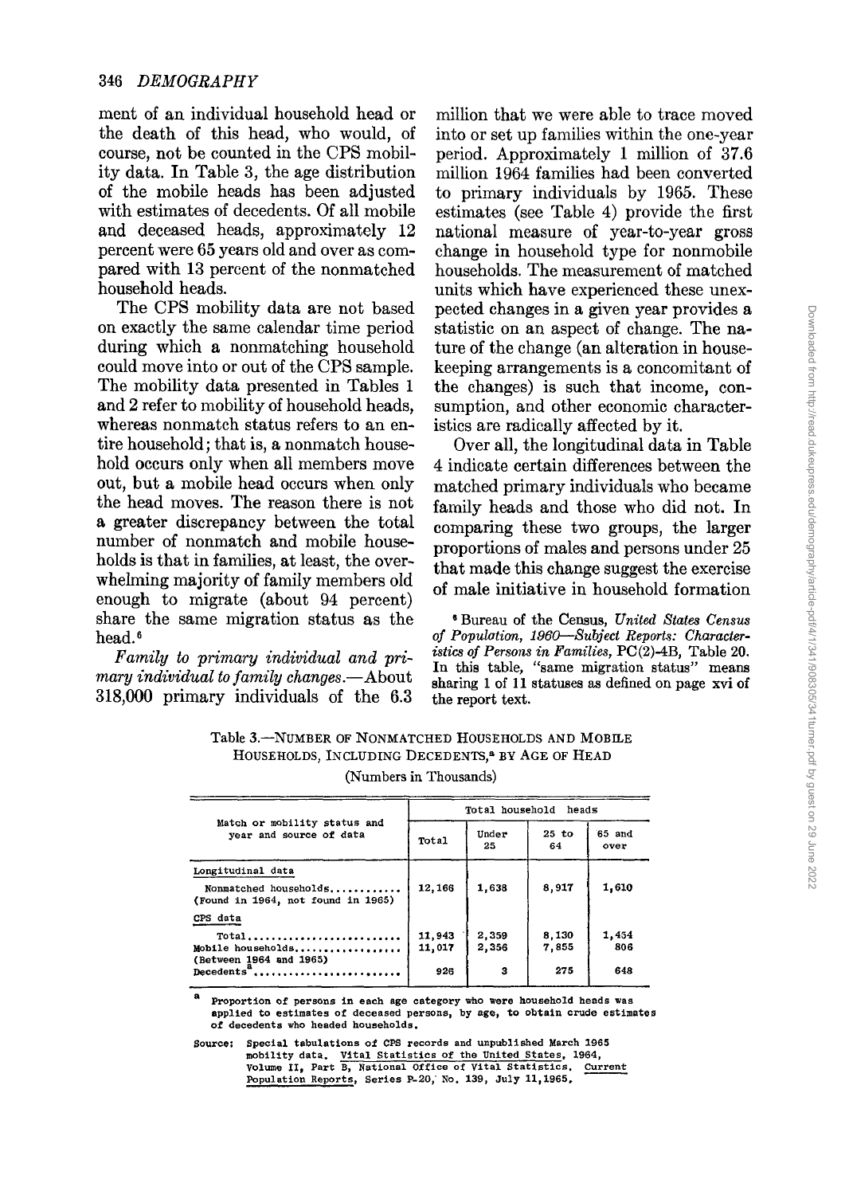ment of an individual household head or the death of this head, who would, of course, not be counted in the CPS mobility data. In Table 3, the age distribution of the mobile heads has been adjusted with estimates of decedents. Of all mobile and deceased heads, approximately 12 percent were 65 years old and over as compared with 13 percent of the nonmatched household heads.

The CPS mobility data are not based on exactly the same calendar time period during which a nonmatching household could move into or out of the CPS sample. The mobility data presented in Tables 1 and 2 refer to mobility of household heads, whereas nonmatch status refers to an entire household; that is, a nonmatch household occurs only when all members move out, but a mobile head occurs when only the head moves. The reason there is not a greater discrepancy between the total number of nonmatch and mobile households is that in families, at least, the overwhelming majority of family members old enough to migrate (about 94 percent) share the same migration status as the head.[6]

*Family to primary individual and primary individual to family changes.*—About 318,000 primary individuals of the 6.3 million that we were able to trace moved into or set up families within the one-year period. Approximately 1 million of 37.6 million 1964 families had been converted to primary individuals by 1965. These estimates (see Table 4) provide the first national measure of year-to-year gross change in household type for nonmobile households. The measurement of matched units which have experienced these unexpected changes in a given year provides a statistic on an aspect of change. The nature of the change (an alteration in housekeeping arrangements is a concomitant of the changes) is such that income, consumption, and other economic characteristics are radically affected by it.

Over all, the longitudinal data in Table 4 indicate certain differences between the matched primary individuals who became family heads and those who did not. In comparing these two groups, the larger proportions of males and persons under 25 that made this change suggest the exercise of male initiative in household formation

[6] Bureau of the Census, *United States Census of Population, 1960—Subject Reports: Characteristics of Persons in Families*, PC(2)-4B, Table 20. In this table, "same migration status" means sharing 1 of 11 statuses as defined on page xvi of the report text.

Table 3.—Number of Nonmatched Households and Mobile Households, Including Decedents,[a] by Age of Head

(Numbers in Thousands)

| Match or mobility status and year and source of data | Total household heads | | | |
|---|---|---|---|---|
| | Total | Under 25 | 25 to 64 | 65 and over |
| Longitudinal data | | | | |
| Nonmatched households (Found in 1964, not found in 1965) | 12,166 | 1,638 | 8,917 | 1,610 |
| CPS data | | | | |
| Total | 11,943 | 2,359 | 8,130 | 1,454 |
| Mobile households (Between 1964 and 1965) | 11,017 | 2,356 | 7,855 | 806 |
| Decedents[a] | 926 | 3 | 275 | 648 |

[a] Proportion of persons in each age category who were household heads was applied to estimates of deceased persons, by age, to obtain crude estimates of decedents who headed households.

Source: Special tabulations of CPS records and unpublished March 1965 mobility data. Vital Statistics of the United States, 1964, Volume II, Part B, National Office of Vital Statistics. Current Population Reports, Series P-20, No. 139, July 11, 1965.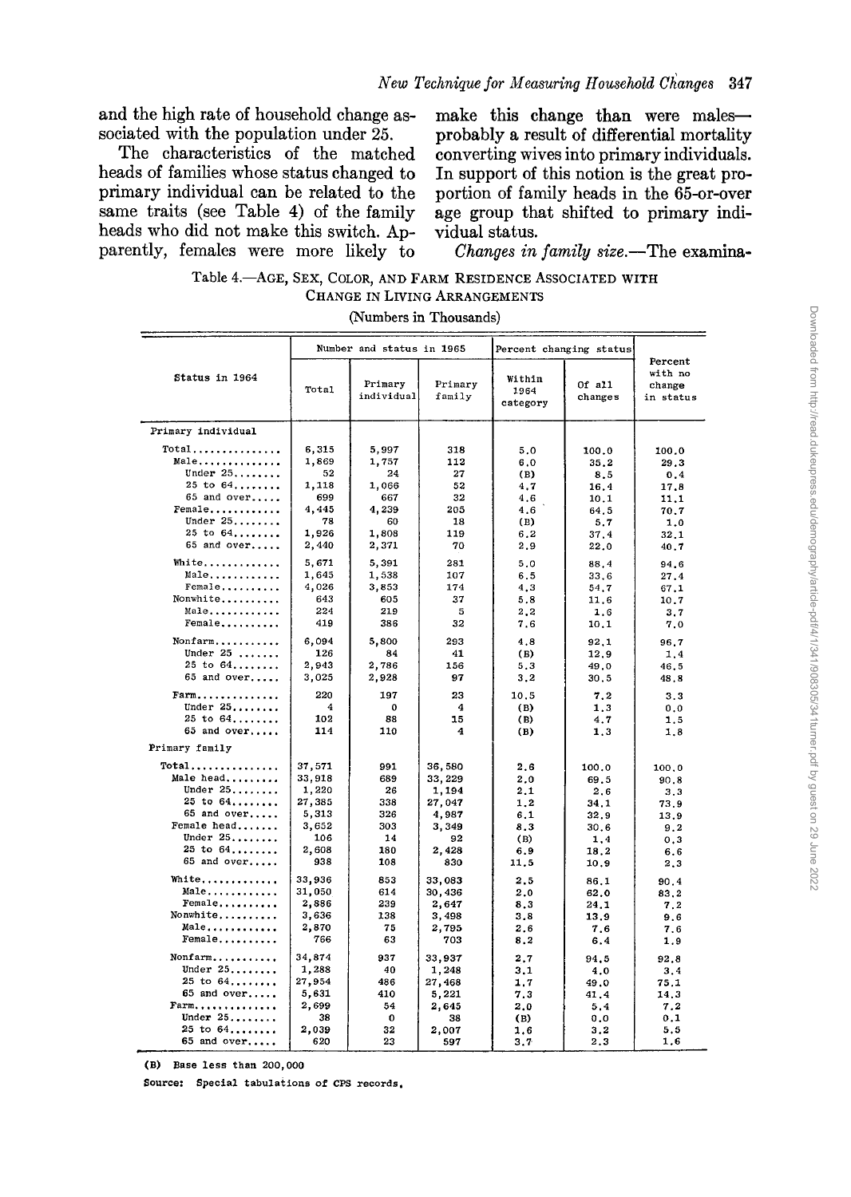and the high rate of household change associated with the population under 25.

The characteristics of the matched heads of families whose status changed to primary individual can be related to the same traits (see Table 4) of the family heads who did not make this switch. Apparently, females were more likely to make this change than were males—probably a result of differential mortality converting wives into primary individuals. In support of this notion is the great proportion of family heads in the 65-or-over age group that shifted to primary individual status.

*Changes in family size.*—The examina-

Table 4.—AGE, SEX, COLOR, AND FARM RESIDENCE ASSOCIATED WITH CHANGE IN LIVING ARRANGEMENTS

(Numbers in Thousands)

| Status in 1964 | Number and status in 1965 | | | Percent changing status | | Percent with no change in status |
|---|---|---|---|---|---|---|
| | Total | Primary individual | Primary family | Within 1964 category | Of all changes | |
| **Primary individual** | | | | | | |
| Total | 6,315 | 5,997 | 318 | 5.0 | 100.0 | 100.0 |
| Male | 1,869 | 1,757 | 112 | 6.0 | 35.2 | 29.3 |
| Under 25 | 52 | 24 | 27 | (B) | 8.5 | 0.4 |
| 25 to 64 | 1,118 | 1,066 | 52 | 4.7 | 16.4 | 17.8 |
| 65 and over | 699 | 667 | 32 | 4.6 | 10.1 | 11.1 |
| Female | 4,445 | 4,239 | 205 | 4.6 | 64.5 | 70.7 |
| Under 25 | 78 | 60 | 18 | (B) | 5.7 | 1.0 |
| 25 to 64 | 1,926 | 1,808 | 119 | 6.2 | 37.4 | 32.1 |
| 65 and over | 2,440 | 2,371 | 70 | 2.9 | 22.0 | 40.7 |
| White | 5,671 | 5,391 | 281 | 5.0 | 88.4 | 94.6 |
| Male | 1,645 | 1,538 | 107 | 6.5 | 33.6 | 27.4 |
| Female | 4,026 | 3,853 | 174 | 4.3 | 54.7 | 67.1 |
| Nonwhite | 643 | 605 | 37 | 5.8 | 11.6 | 10.7 |
| Male | 224 | 219 | 5 | 2.2 | 1.6 | 3.7 |
| Female | 419 | 386 | 32 | 7.6 | 10.1 | 7.0 |
| Nonfarm | 6,094 | 5,800 | 293 | 4.8 | 92.1 | 96.7 |
| Under 25 | 126 | 84 | 41 | (B) | 12.9 | 1.4 |
| 25 to 64 | 2,943 | 2,786 | 156 | 5.3 | 49.0 | 46.5 |
| 65 and over | 3,025 | 2,928 | 97 | 3.2 | 30.5 | 48.8 |
| Farm | 220 | 197 | 23 | 10.5 | 7.2 | 3.3 |
| Under 25 | 4 | 0 | 4 | (B) | 1.3 | 0.0 |
| 25 to 64 | 102 | 88 | 15 | (B) | 4.7 | 1.5 |
| 65 and over | 114 | 110 | 4 | (B) | 1.3 | 1.8 |
| **Primary family** | | | | | | |
| Total | 37,571 | 991 | 36,580 | 2.6 | 100.0 | 100.0 |
| Male head | 33,918 | 689 | 33,229 | 2.0 | 69.5 | 90.8 |
| Under 25 | 1,220 | 26 | 1,194 | 2.1 | 2.6 | 3.3 |
| 25 to 64 | 27,385 | 338 | 27,047 | 1.2 | 34.1 | 73.9 |
| 65 and over | 5,313 | 326 | 4,987 | 6.1 | 32.9 | 13.9 |
| Female head | 3,652 | 303 | 3,349 | 8.3 | 30.6 | 9.2 |
| Under 25 | 106 | 14 | 92 | (B) | 1.4 | 0.3 |
| 25 to 64 | 2,608 | 180 | 2,428 | 6.9 | 18.2 | 6.6 |
| 65 and over | 938 | 108 | 830 | 11.5 | 10.9 | 2.3 |
| White | 33,936 | 853 | 33,083 | 2.5 | 86.1 | 90.4 |
| Male | 31,050 | 614 | 30,436 | 2.0 | 62.0 | 83.2 |
| Female | 2,886 | 239 | 2,647 | 8.3 | 24.1 | 7.2 |
| Nonwhite | 3,636 | 138 | 3,498 | 3.8 | 13.9 | 9.6 |
| Male | 2,870 | 75 | 2,795 | 2.6 | 7.6 | 7.6 |
| Female | 766 | 63 | 703 | 8.2 | 6.4 | 1.9 |
| Nonfarm | 34,874 | 937 | 33,937 | 2.7 | 94.5 | 92.8 |
| Under 25 | 1,288 | 40 | 1,248 | 3.1 | 4.0 | 3.4 |
| 25 to 64 | 27,954 | 486 | 27,468 | 1.7 | 49.0 | 75.1 |
| 65 and over | 5,631 | 410 | 5,221 | 7.3 | 41.4 | 14.3 |
| Farm | 2,699 | 54 | 2,645 | 2.0 | 5.4 | 7.2 |
| Under 25 | 38 | 0 | 38 | (B) | 0.0 | 0.1 |
| 25 to 64 | 2,039 | 32 | 2,007 | 1.6 | 3.2 | 5.5 |
| 65 and over | 620 | 23 | 597 | 3.7 | 2.3 | 1.6 |

(B) Base less than 200,000

Source: Special tabulations of CPS records.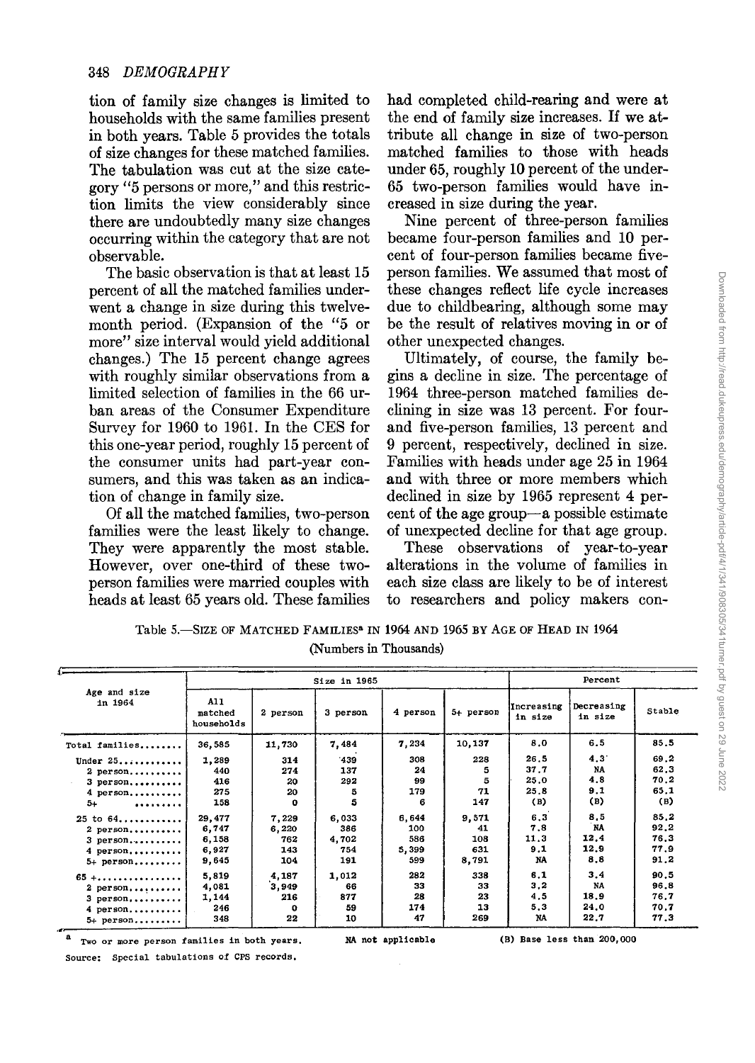tion of family size changes is limited to households with the same families present in both years. Table 5 provides the totals of size changes for these matched families. The tabulation was cut at the size category "5 persons or more," and this restriction limits the view considerably since there are undoubtedly many size changes occurring within the category that are not observable.

The basic observation is that at least 15 percent of all the matched families underwent a change in size during this twelve-month period. (Expansion of the "5 or more" size interval would yield additional changes.) The 15 percent change agrees with roughly similar observations from a limited selection of families in the 66 urban areas of the Consumer Expenditure Survey for 1960 to 1961. In the CES for this one-year period, roughly 15 percent of the consumer units had part-year consumers, and this was taken as an indication of change in family size.

Of all the matched families, two-person families were the least likely to change. They were apparently the most stable. However, over one-third of these two-person families were married couples with heads at least 65 years old. These families had completed child-rearing and were at the end of family size increases. If we attribute all change in size of two-person matched families to those with heads under 65, roughly 10 percent of the under-65 two-person families would have increased in size during the year.

Nine percent of three-person families became four-person families and 10 percent of four-person families became five-person families. We assumed that most of these changes reflect life cycle increases due to childbearing, although some may be the result of relatives moving in or of other unexpected changes.

Ultimately, of course, the family begins a decline in size. The percentage of 1964 three-person matched families declining in size was 13 percent. For four- and five-person families, 13 percent and 9 percent, respectively, declined in size. Families with heads under age 25 in 1964 and with three or more members which declined in size by 1965 represent 4 percent of the age group—a possible estimate of unexpected decline for that age group.

These observations of year-to-year alterations in the volume of families in each size class are likely to be of interest to researchers and policy makers con-

Table 5.—Size of Matched Families[a] in 1964 and 1965 by Age of Head in 1964

(Numbers in Thousands)

| Age and size in 1964 | Size in 1965 | | | | | Percent | | |
|---|---|---|---|---|---|---|---|---|
| | All matched households | 2 person | 3 person | 4 person | 5+ person | Increasing in size | Decreasing in size | Stable |
| Total families | 36,585 | 11,730 | 7,484 | 7,234 | 10,137 | 8.0 | 6.5 | 85.5 |
| Under 25 | 1,289 | 314 | 439 | 308 | 228 | 26.5 | 4.3 | 69.2 |
| 2 person | 440 | 274 | 137 | 24 | 5 | 37.7 | NA | 62.3 |
| 3 person | 416 | 20 | 292 | 99 | 5 | 25.0 | 4.8 | 70.2 |
| 4 person | 275 | 20 | 5 | 179 | 71 | 25.8 | 9.1 | 65.1 |
| 5+ | 158 | 0 | 5 | 6 | 147 | (B) | (B) | (B) |
| 25 to 64 | 29,477 | 7,229 | 6,033 | 6,644 | 9,571 | 6.3 | 8.5 | 85.2 |
| 2 person | 6,747 | 6,220 | 386 | 100 | 41 | 7.8 | NA | 92.2 |
| 3 person | 6,158 | 762 | 4,702 | 586 | 108 | 11.3 | 12.4 | 76.3 |
| 4 person | 6,927 | 143 | 754 | 5,399 | 631 | 9.1 | 12.9 | 77.9 |
| 5+ person | 9,645 | 104 | 191 | 599 | 8,791 | NA | 8.8 | 91.2 |
| 65 + | 5,819 | 4,187 | 1,012 | 282 | 338 | 6.1 | 3.4 | 90.5 |
| 2 person | 4,081 | 3,949 | 66 | 33 | 33 | 3.2 | NA | 96.8 |
| 3 person | 1,144 | 216 | 877 | 28 | 23 | 4.5 | 18.9 | 76.7 |
| 4 person | 246 | 0 | 59 | 174 | 13 | 5.3 | 24.0 | 70.7 |
| 5+ person | 348 | 22 | 10 | 47 | 269 | NA | 22.7 | 77.3 |

[a] Two or more person families in both years. NA not applicable (B) Base less than 200,000

Source: Special tabulations of CPS records.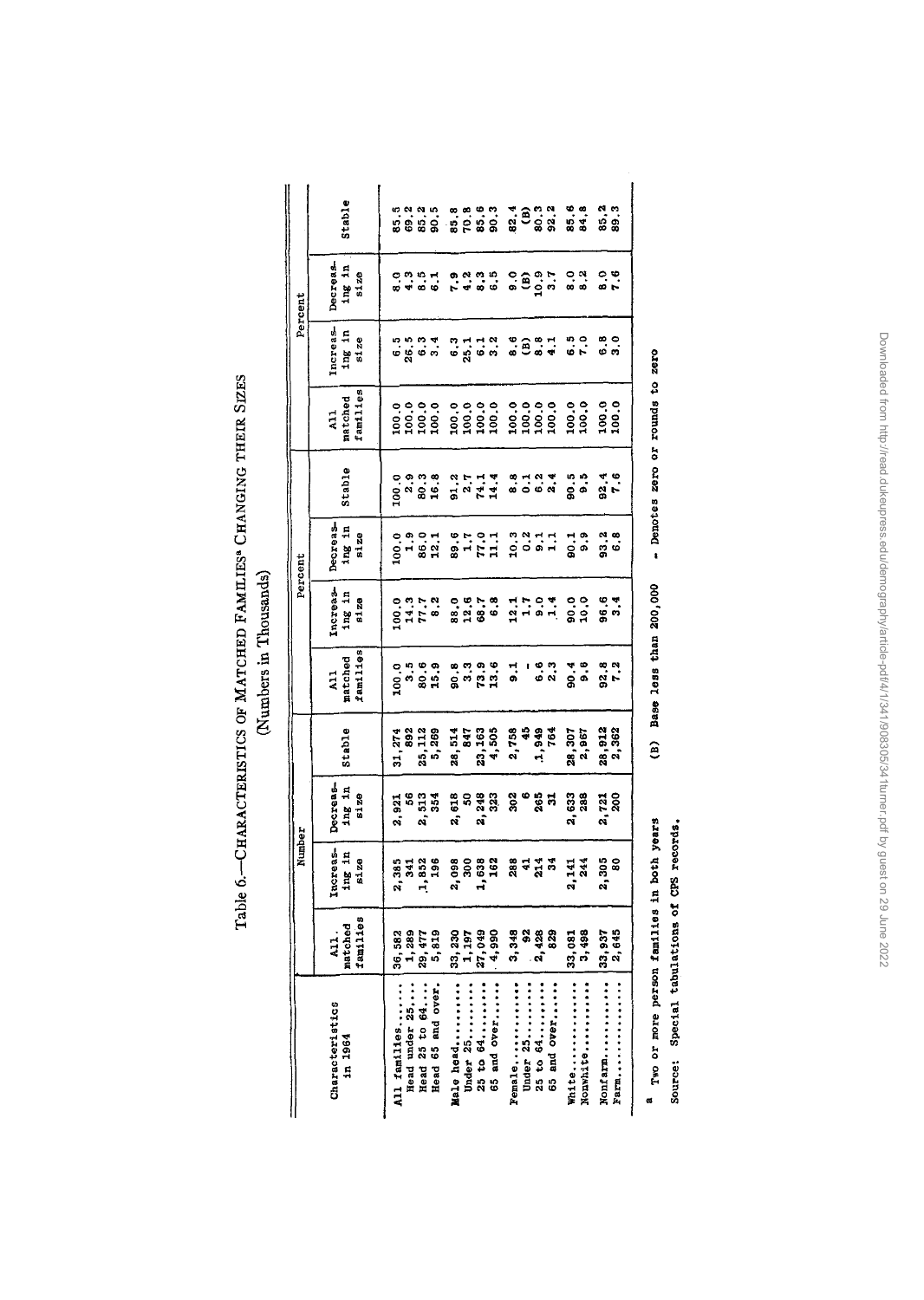Table 6.—CHARACTERISTICS OF MATCHED FAMILIES[a] CHANGING THEIR SIZES
(Numbers in Thousands)

| Characteristics in 1964 | Number | | | | Percent | | | | Percent | | | |
|---|---|---|---|---|---|---|---|---|---|---|---|---|
| | All matched families | Increasing in size | Decreasing in size | Stable | All matched families | Increasing in size | Decreasing in size | Stable | All matched families | Increasing in size | Decreasing in size | Stable |
| All families | 36,582 | 2,385 | 2,921 | 31,274 | 100.0 | 100.0 | 100.0 | 100.0 | 100.0 | 6.5 | 8.0 | 85.5 |
| Head under 25 | 1,289 | 341 | 56 | 892 | 3.5 | 14.3 | 1.9 | 2.9 | 100.0 | 26.5 | 4.3 | 69.2 |
| Head 25 to 64 | 29,477 | 1,852 | 2,513 | 25,112 | 80.6 | 77.7 | 86.0 | 80.3 | 100.0 | 6.3 | 8.5 | 85.2 |
| Head 65 and over | 5,819 | 196 | 354 | 5,269 | 15.9 | 8.2 | 12.1 | 16.8 | 100.0 | 3.4 | 6.1 | 90.5 |
| Male head | 33,230 | 2,098 | 2,618 | 28,514 | 90.8 | 88.0 | 89.6 | 91.2 | 100.0 | 6.3 | 7.9 | 85.8 |
| Under 25 | 1,197 | 300 | 50 | 847 | 3.3 | 12.6 | 1.7 | 2.7 | 100.0 | 25.1 | 4.2 | 70.8 |
| 25 to 64 | 27,049 | 1,638 | 2,248 | 23,163 | 73.9 | 68.7 | 77.0 | 74.1 | 100.0 | 6.1 | 8.3 | 85.6 |
| 65 and over | 4,990 | 162 | 323 | 4,505 | 13.6 | 6.8 | 11.1 | 14.4 | 100.0 | 3.2 | 6.5 | 90.3 |
| Female | 3,348 | 288 | 302 | 2,758 | 9.1 | 12.1 | 10.3 | 8.8 | 100.0 | 8.6 | 9.0 | 82.4 |
| Under 25 | 92 | 41 | 6 | 45 | - | 1.7 | 0.2 | 0.1 | 100.0 | (B) | (B) | (B) |
| 25 to 64 | 2,428 | 214 | 265 | 1,949 | 6.6 | 9.0 | 9.1 | 6.2 | 100.0 | 8.8 | 10.9 | 80.3 |
| 65 and over | 829 | 34 | 31 | 764 | 2.3 | 1.4 | 1.1 | 2.4 | 100.0 | 4.1 | 3.7 | 92.2 |
| White | 33,081 | 2,141 | 2,633 | 28,307 | 90.4 | 90.0 | 90.1 | 90.5 | 100.0 | 6.5 | 8.0 | 85.6 |
| Nonwhite | 3,498 | 244 | 288 | 2,967 | 9.6 | 10.0 | 9.9 | 9.5 | 100.0 | 7.0 | 8.2 | 84.8 |
| Nonfarm | 33,937 | 2,305 | 2,721 | 28,912 | 92.8 | 96.6 | 93.2 | 92.4 | 100.0 | 6.8 | 8.0 | 85.2 |
| Farm | 2,645 | 80 | 200 | 2,362 | 7.2 | 3.4 | 6.8 | 7.6 | 100.0 | 3.0 | 7.6 | 89.3 |

[a] Two or more person families in both years

(B) Base less than 200,000

- Denotes zero or rounds to zero

Source: Special tabulations of CPS records.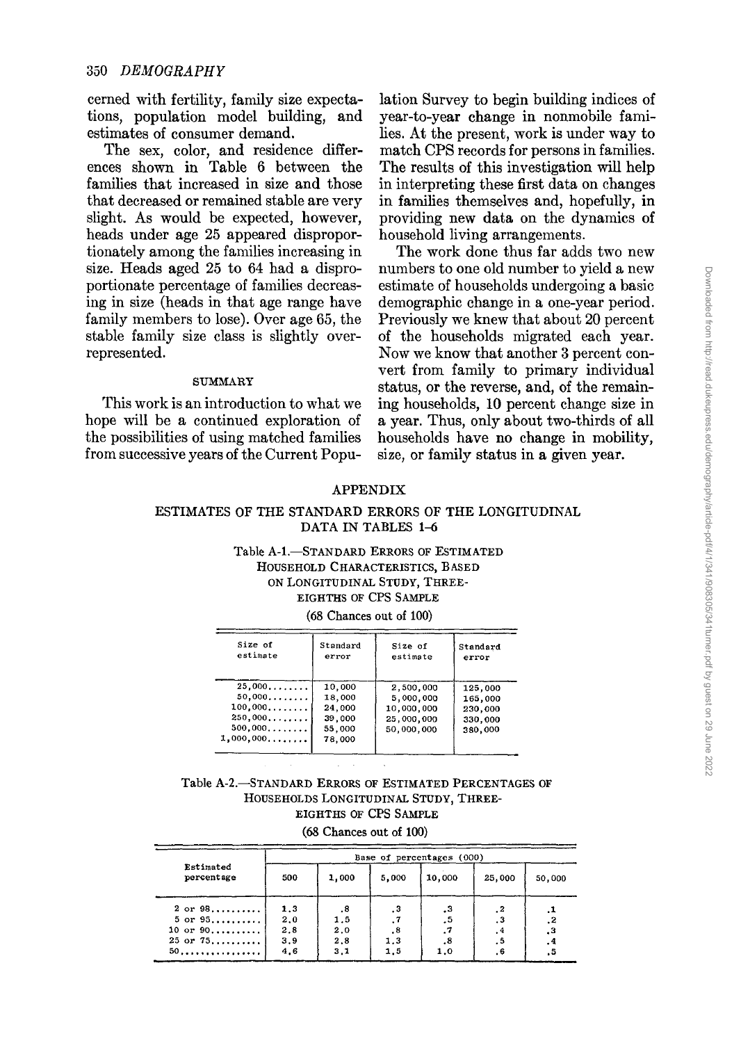cerned with fertility, family size expectations, population model building, and estimates of consumer demand.

The sex, color, and residence differences shown in Table 6 between the families that increased in size and those that decreased or remained stable are very slight. As would be expected, however, heads under age 25 appeared disproportionately among the families increasing in size. Heads aged 25 to 64 had a disproportionate percentage of families decreasing in size (heads in that age range have family members to lose). Over age 65, the stable family size class is slightly overrepresented.

## SUMMARY

This work is an introduction to what we hope will be a continued exploration of the possibilities of using matched families from successive years of the Current Population Survey to begin building indices of year-to-year change in nonmobile families. At the present, work is under way to match CPS records for persons in families. The results of this investigation will help in interpreting these first data on changes in families themselves and, hopefully, in providing new data on the dynamics of household living arrangements.

The work done thus far adds two new numbers to one old number to yield a new estimate of households undergoing a basic demographic change in a one-year period. Previously we knew that about 20 percent of the households migrated each year. Now we know that another 3 percent convert from family to primary individual status, or the reverse, and, of the remaining households, 10 percent change size in a year. Thus, only about two-thirds of all households have no change in mobility, size, or family status in a given year.

## APPENDIX

### ESTIMATES OF THE STANDARD ERRORS OF THE LONGITUDINAL DATA IN TABLES 1–6

Table A-1.—STANDARD ERRORS OF ESTIMATED HOUSEHOLD CHARACTERISTICS, BASED ON LONGITUDINAL STUDY, THREE-EIGHTHS OF CPS SAMPLE

(68 Chances out of 100)

| Size of estimate | Standard error | Size of estimate | Standard error |
|---|---|---|---|
| 25,000 | 10,000 | 2,500,000 | 125,000 |
| 50,000 | 18,000 | 5,000,000 | 165,000 |
| 100,000 | 24,000 | 10,000,000 | 230,000 |
| 250,000 | 39,000 | 25,000,000 | 330,000 |
| 500,000 | 55,000 | 50,000,000 | 380,000 |
| 1,000,000 | 78,000 | | |

Table A-2.—STANDARD ERRORS OF ESTIMATED PERCENTAGES OF HOUSEHOLDS LONGITUDINAL STUDY, THREE-EIGHTHS OF CPS SAMPLE

(68 Chances out of 100)

| Estimated percentage | Base of percentages (000) | | | | | |
|---|---|---|---|---|---|---|
| | 500 | 1,000 | 5,000 | 10,000 | 25,000 | 50,000 |
| 2 or 98 | 1.3 | .8 | .3 | .3 | .2 | .1 |
| 5 or 95 | 2.0 | 1.5 | .7 | .5 | .3 | .2 |
| 10 or 90 | 2.8 | 2.0 | .8 | .7 | .4 | .3 |
| 25 or 75 | 3.9 | 2.8 | 1.3 | .8 | .5 | .4 |
| 50 | 4.6 | 3.1 | 1.5 | 1.0 | .6 | .5 |